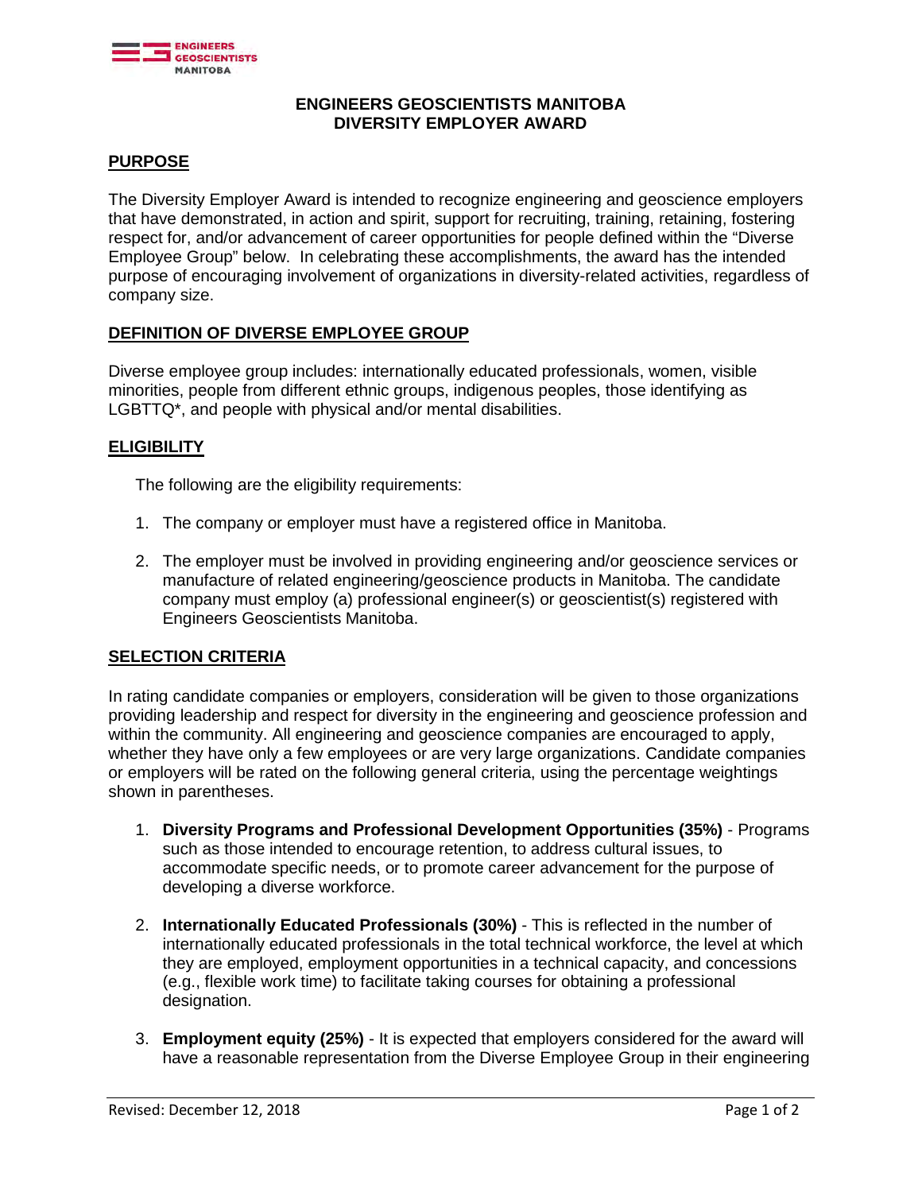# ENGINEERS GEOSCIENTISTS MANITOBA
# DIVERSITY EMPLOYER AWARD

## PURPOSE

The Diversity Employer Award is intended to recognize engineering and geoscience employers that have demonstrated, in action and spirit, support for recruiting, training, retaining, fostering respect for, and/or advancement of career opportunities for people defined within the "Diverse Employee Group" below. In celebrating these accomplishments, the award has the intended purpose of encouraging involvement of organizations in diversity-related activities, regardless of company size.

## DEFINITION OF DIVERSE EMPLOYEE GROUP

Diverse employee group includes: internationally educated professionals, women, visible minorities, people from different ethnic groups, indigenous peoples, those identifying as LGBTTQ*, and people with physical and/or mental disabilities.

## ELIGIBILITY

The following are the eligibility requirements:

1. The company or employer must have a registered office in Manitoba.

2. The employer must be involved in providing engineering and/or geoscience services or manufacture of related engineering/geoscience products in Manitoba. The candidate company must employ (a) professional engineer(s) or geoscientist(s) registered with Engineers Geoscientists Manitoba.

## SELECTION CRITERIA

In rating candidate companies or employers, consideration will be given to those organizations providing leadership and respect for diversity in the engineering and geoscience profession and within the community. All engineering and geoscience companies are encouraged to apply, whether they have only a few employees or are very large organizations. Candidate companies or employers will be rated on the following general criteria, using the percentage weightings shown in parentheses.

1. **Diversity Programs and Professional Development Opportunities (35%)** - Programs such as those intended to encourage retention, to address cultural issues, to accommodate specific needs, or to promote career advancement for the purpose of developing a diverse workforce.

2. **Internationally Educated Professionals (30%)** - This is reflected in the number of internationally educated professionals in the total technical workforce, the level at which they are employed, employment opportunities in a technical capacity, and concessions (e.g., flexible work time) to facilitate taking courses for obtaining a professional designation.

3. **Employment equity (25%)** - It is expected that employers considered for the award will have a reasonable representation from the Diverse Employee Group in their engineering

Revised: December 12, 2018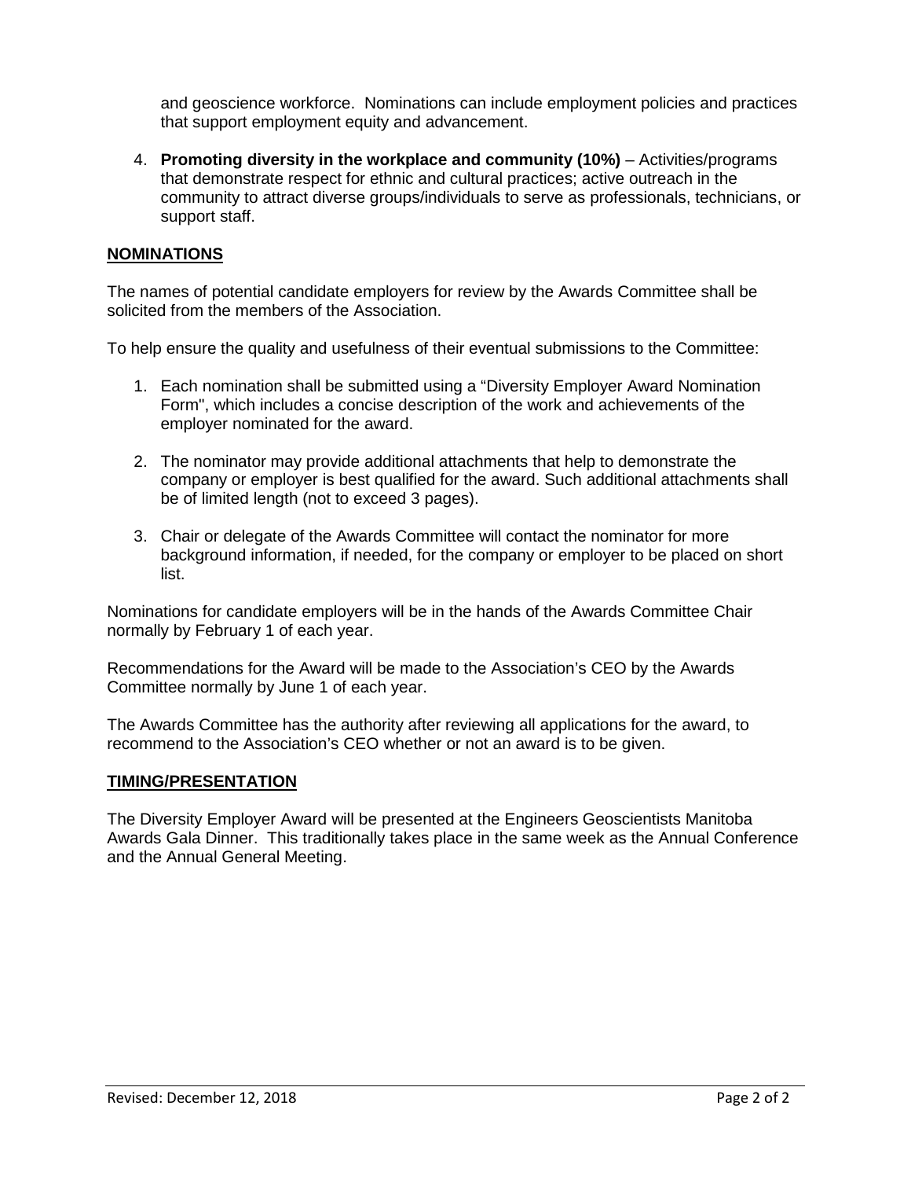and geoscience workforce.  Nominations can include employment policies and practices that support employment equity and advancement.

4. **Promoting diversity in the workplace and community (10%)** – Activities/programs that demonstrate respect for ethnic and cultural practices; active outreach in the community to attract diverse groups/individuals to serve as professionals, technicians, or support staff.

## NOMINATIONS

The names of potential candidate employers for review by the Awards Committee shall be solicited from the members of the Association.

To help ensure the quality and usefulness of their eventual submissions to the Committee:

1. Each nomination shall be submitted using a "Diversity Employer Award Nomination Form", which includes a concise description of the work and achievements of the employer nominated for the award.

2. The nominator may provide additional attachments that help to demonstrate the company or employer is best qualified for the award. Such additional attachments shall be of limited length (not to exceed 3 pages).

3. Chair or delegate of the Awards Committee will contact the nominator for more background information, if needed, for the company or employer to be placed on short list.

Nominations for candidate employers will be in the hands of the Awards Committee Chair normally by February 1 of each year.

Recommendations for the Award will be made to the Association's CEO by the Awards Committee normally by June 1 of each year.

The Awards Committee has the authority after reviewing all applications for the award, to recommend to the Association's CEO whether or not an award is to be given.

## TIMING/PRESENTATION

The Diversity Employer Award will be presented at the Engineers Geoscientists Manitoba Awards Gala Dinner.  This traditionally takes place in the same week as the Annual Conference and the Annual General Meeting.

Revised: December 12, 2018